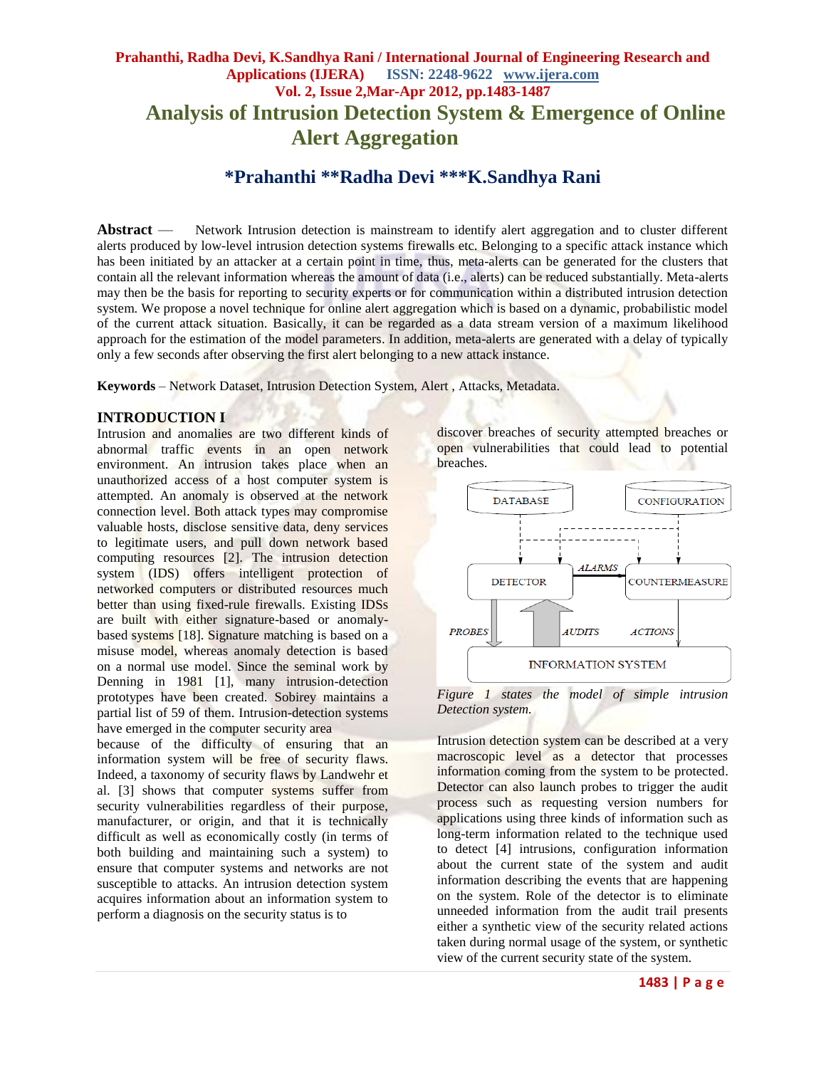# Analysis of Intrusion Detection System & Emergence of Online Alert Aggregation

## *Prahanthi **Radha Devi ***K.Sandhya Rani

**Abstract** — Network Intrusion detection is mainstream to identify alert aggregation and to cluster different alerts produced by low-level intrusion detection systems firewalls etc. Belonging to a specific attack instance which has been initiated by an attacker at a certain point in time, thus, meta-alerts can be generated for the clusters that contain all the relevant information whereas the amount of data (i.e., alerts) can be reduced substantially. Meta-alerts may then be the basis for reporting to security experts or for communication within a distributed intrusion detection system. We propose a novel technique for online alert aggregation which is based on a dynamic, probabilistic model of the current attack situation. Basically, it can be regarded as a data stream version of a maximum likelihood approach for the estimation of the model parameters. In addition, meta-alerts are generated with a delay of typically only a few seconds after observing the first alert belonging to a new attack instance.

**Keywords** – Network Dataset, Intrusion Detection System, Alert , Attacks, Metadata.

## INTRODUCTION I

Intrusion and anomalies are two different kinds of abnormal traffic events in an open network environment. An intrusion takes place when an unauthorized access of a host computer system is attempted. An anomaly is observed at the network connection level. Both attack types may compromise valuable hosts, disclose sensitive data, deny services to legitimate users, and pull down network based computing resources [2]. The intrusion detection system (IDS) offers intelligent protection of networked computers or distributed resources much better than using fixed-rule firewalls. Existing IDSs are built with either signature-based or anomaly-based systems [18]. Signature matching is based on a misuse model, whereas anomaly detection is based on a normal use model. Since the seminal work by Denning in 1981 [1], many intrusion-detection prototypes have been created. Sobirey maintains a partial list of 59 of them. Intrusion-detection systems have emerged in the computer security area because of the difficulty of ensuring that an information system will be free of security flaws. Indeed, a taxonomy of security flaws by Landwehr et al. [3] shows that computer systems suffer from security vulnerabilities regardless of their purpose, manufacturer, or origin, and that it is technically difficult as well as economically costly (in terms of both building and maintaining such a system) to ensure that computer systems and networks are not susceptible to attacks. An intrusion detection system acquires information about an information system to perform a diagnosis on the security status is to discover breaches of security attempted breaches or open vulnerabilities that could lead to potential breaches.

*Figure 1 states the model of simple intrusion Detection system.*

Intrusion detection system can be described at a very macroscopic level as a detector that processes information coming from the system to be protected. Detector can also launch probes to trigger the audit process such as requesting version numbers for applications using three kinds of information such as long-term information related to the technique used to detect [4] intrusions, configuration information about the current state of the system and audit information describing the events that are happening on the system. Role of the detector is to eliminate unneeded information from the audit trail presents either a synthetic view of the security related actions taken during normal usage of the system, or synthetic view of the current security state of the system.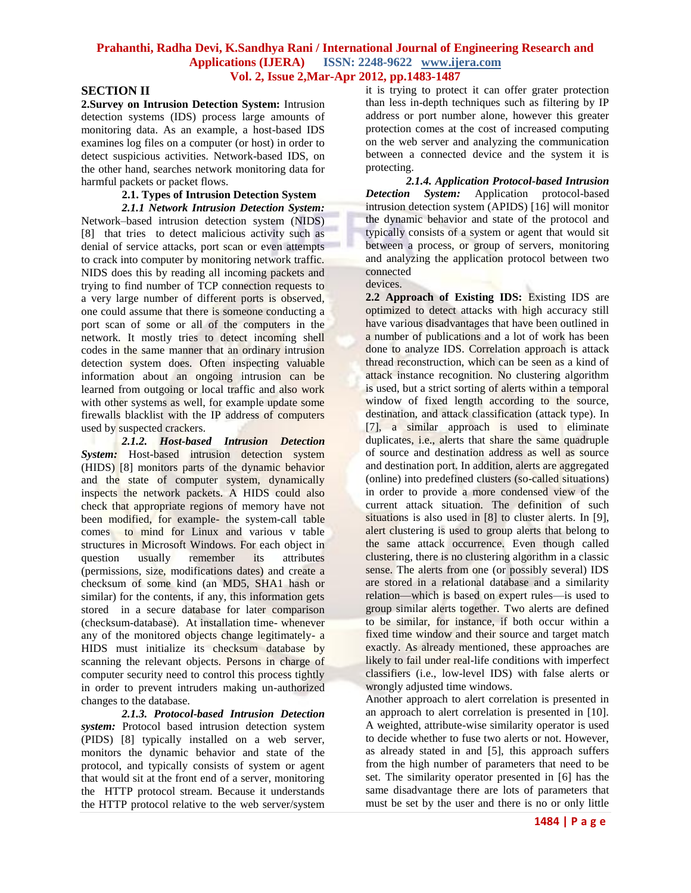## SECTION II

**2.Survey on Intrusion Detection System:** Intrusion detection systems (IDS) process large amounts of monitoring data. As an example, a host-based IDS examines log files on a computer (or host) in order to detect suspicious activities. Network-based IDS, on the other hand, searches network monitoring data for harmful packets or packet flows.

### 2.1. Types of Intrusion Detection System

***2.1.1 Network Intrusion Detection System:*** Network–based intrusion detection system (NIDS) [8] that tries to detect malicious activity such as denial of service attacks, port scan or even attempts to crack into computer by monitoring network traffic. NIDS does this by reading all incoming packets and trying to find number of TCP connection requests to a very large number of different ports is observed, one could assume that there is someone conducting a port scan of some or all of the computers in the network. It mostly tries to detect incoming shell codes in the same manner that an ordinary intrusion detection system does. Often inspecting valuable information about an ongoing intrusion can be learned from outgoing or local traffic and also work with other systems as well, for example update some firewalls blacklist with the IP address of computers used by suspected crackers.

***2.1.2. Host-based Intrusion Detection System:*** Host-based intrusion detection system (HIDS) [8] monitors parts of the dynamic behavior and the state of computer system, dynamically inspects the network packets. A HIDS could also check that appropriate regions of memory have not been modified, for example- the system-call table comes to mind for Linux and various v table structures in Microsoft Windows. For each object in question usually remember its attributes (permissions, size, modifications dates) and create a checksum of some kind (an MD5, SHA1 hash or similar) for the contents, if any, this information gets stored in a secure database for later comparison (checksum-database). At installation time- whenever any of the monitored objects change legitimately- a HIDS must initialize its checksum database by scanning the relevant objects. Persons in charge of computer security need to control this process tightly in order to prevent intruders making un-authorized changes to the database.

***2.1.3. Protocol-based Intrusion Detection system:*** Protocol based intrusion detection system (PIDS) [8] typically installed on a web server, monitors the dynamic behavior and state of the protocol, and typically consists of system or agent that would sit at the front end of a server, monitoring the HTTP protocol stream. Because it understands the HTTP protocol relative to the web server/system it is trying to protect it can offer grater protection than less in-depth techniques such as filtering by IP address or port number alone, however this greater protection comes at the cost of increased computing on the web server and analyzing the communication between a connected device and the system it is protecting.

***2.1.4. Application Protocol-based Intrusion Detection System:*** Application protocol-based intrusion detection system (APIDS) [16] will monitor the dynamic behavior and state of the protocol and typically consists of a system or agent that would sit between a process, or group of servers, monitoring and analyzing the application protocol between two connected devices.

**2.2 Approach of Existing IDS:** Existing IDS are optimized to detect attacks with high accuracy still have various disadvantages that have been outlined in a number of publications and a lot of work has been done to analyze IDS. Correlation approach is attack thread reconstruction, which can be seen as a kind of attack instance recognition. No clustering algorithm is used, but a strict sorting of alerts within a temporal window of fixed length according to the source, destination, and attack classification (attack type). In [7], a similar approach is used to eliminate duplicates, i.e., alerts that share the same quadruple of source and destination address as well as source and destination port. In addition, alerts are aggregated (online) into predefined clusters (so-called situations) in order to provide a more condensed view of the current attack situation. The definition of such situations is also used in [8] to cluster alerts. In [9], alert clustering is used to group alerts that belong to the same attack occurrence. Even though called clustering, there is no clustering algorithm in a classic sense. The alerts from one (or possibly several) IDS are stored in a relational database and a similarity relation—which is based on expert rules—is used to group similar alerts together. Two alerts are defined to be similar, for instance, if both occur within a fixed time window and their source and target match exactly. As already mentioned, these approaches are likely to fail under real-life conditions with imperfect classifiers (i.e., low-level IDS) with false alerts or wrongly adjusted time windows.

Another approach to alert correlation is presented in an approach to alert correlation is presented in [10]. A weighted, attribute-wise similarity operator is used to decide whether to fuse two alerts or not. However, as already stated in and [5], this approach suffers from the high number of parameters that need to be set. The similarity operator presented in [6] has the same disadvantage there are lots of parameters that must be set by the user and there is no or only little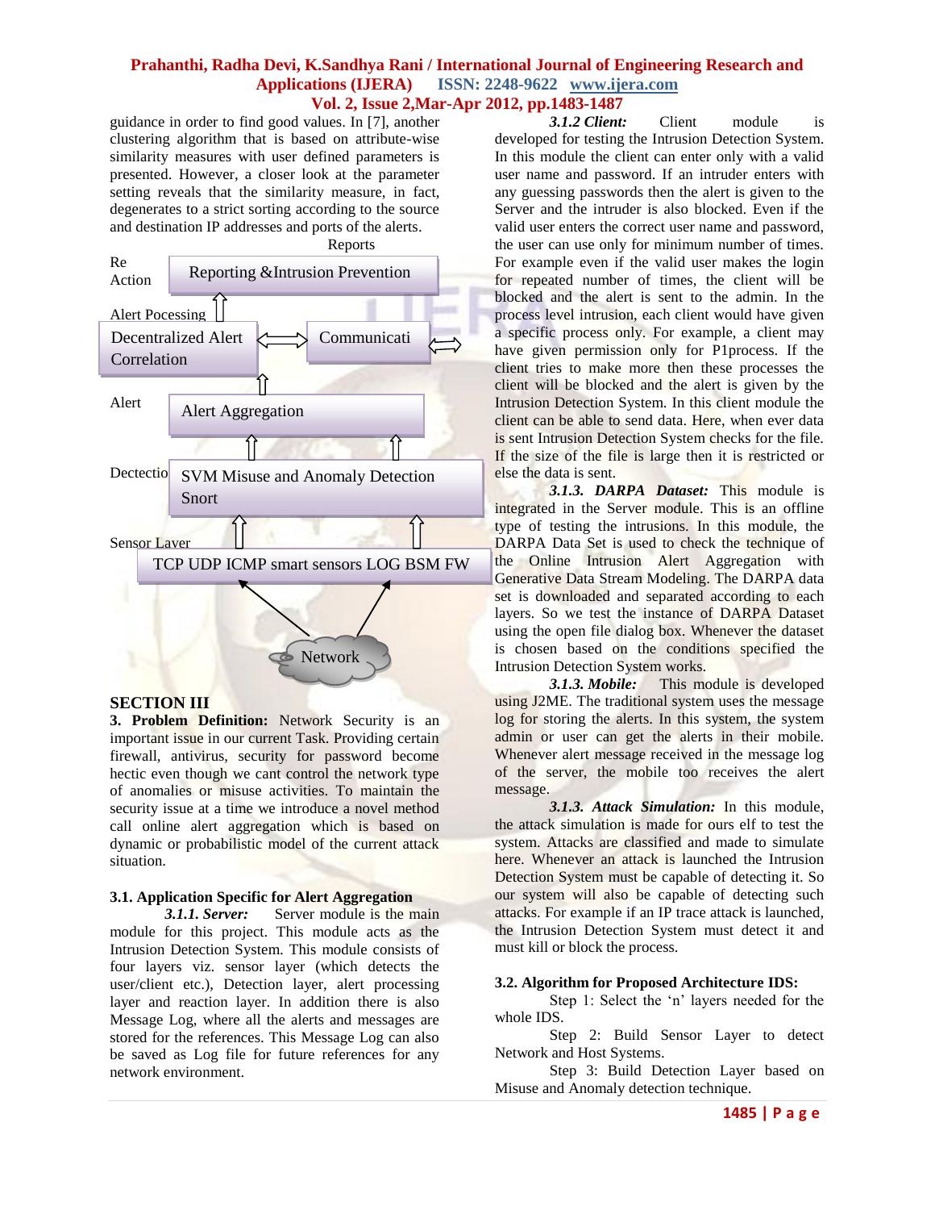guidance in order to find good values. In [7], another clustering algorithm that is based on attribute-wise similarity measures with user defined parameters is presented. However, a closer look at the parameter setting reveals that the similarity measure, in fact, degenerates to a strict sorting according to the source and destination IP addresses and ports of the alerts.

Reports

Re Action — Reporting &Intrusion Prevention

Alert Pocessing — Decentralized Alert Correlation ⟺ Communicati

Alert — Alert Aggregation

Dectectio — SVM Misuse and Anomaly Detection Snort

Sensor Laver — TCP UDP ICMP smart sensors LOG BSM FW

Network

## SECTION III

**3. Problem Definition:** Network Security is an important issue in our current Task. Providing certain firewall, antivirus, security for password become hectic even though we cant control the network type of anomalies or misuse activities. To maintain the security issue at a time we introduce a novel method call online alert aggregation which is based on dynamic or probabilistic model of the current attack situation.

### 3.1. Application Specific for Alert Aggregation

***3.1.1. Server:*** Server module is the main module for this project. This module acts as the Intrusion Detection System. This module consists of four layers viz. sensor layer (which detects the user/client etc.), Detection layer, alert processing layer and reaction layer. In addition there is also Message Log, where all the alerts and messages are stored for the references. This Message Log can also be saved as Log file for future references for any network environment.

***3.1.2 Client:*** Client module is developed for testing the Intrusion Detection System. In this module the client can enter only with a valid user name and password. If an intruder enters with any guessing passwords then the alert is given to the Server and the intruder is also blocked. Even if the valid user enters the correct user name and password, the user can use only for minimum number of times. For example even if the valid user makes the login for repeated number of times, the client will be blocked and the alert is sent to the admin. In the process level intrusion, each client would have given a specific process only. For example, a client may have given permission only for P1process. If the client tries to make more then these processes the client will be blocked and the alert is given by the Intrusion Detection System. In this client module the client can be able to send data. Here, when ever data is sent Intrusion Detection System checks for the file. If the size of the file is large then it is restricted or else the data is sent.

***3.1.3. DARPA Dataset:*** This module is integrated in the Server module. This is an offline type of testing the intrusions. In this module, the DARPA Data Set is used to check the technique of the Online Intrusion Alert Aggregation with Generative Data Stream Modeling. The DARPA data set is downloaded and separated according to each layers. So we test the instance of DARPA Dataset using the open file dialog box. Whenever the dataset is chosen based on the conditions specified the Intrusion Detection System works.

***3.1.3. Mobile:*** This module is developed using J2ME. The traditional system uses the message log for storing the alerts. In this system, the system admin or user can get the alerts in their mobile. Whenever alert message received in the message log of the server, the mobile too receives the alert message.

***3.1.3. Attack Simulation:*** In this module, the attack simulation is made for ours elf to test the system. Attacks are classified and made to simulate here. Whenever an attack is launched the Intrusion Detection System must be capable of detecting it. So our system will also be capable of detecting such attacks. For example if an IP trace attack is launched, the Intrusion Detection System must detect it and must kill or block the process.

### 3.2. Algorithm for Proposed Architecture IDS:

Step 1: Select the 'n' layers needed for the whole IDS.

Step 2: Build Sensor Layer to detect Network and Host Systems.

Step 3: Build Detection Layer based on Misuse and Anomaly detection technique.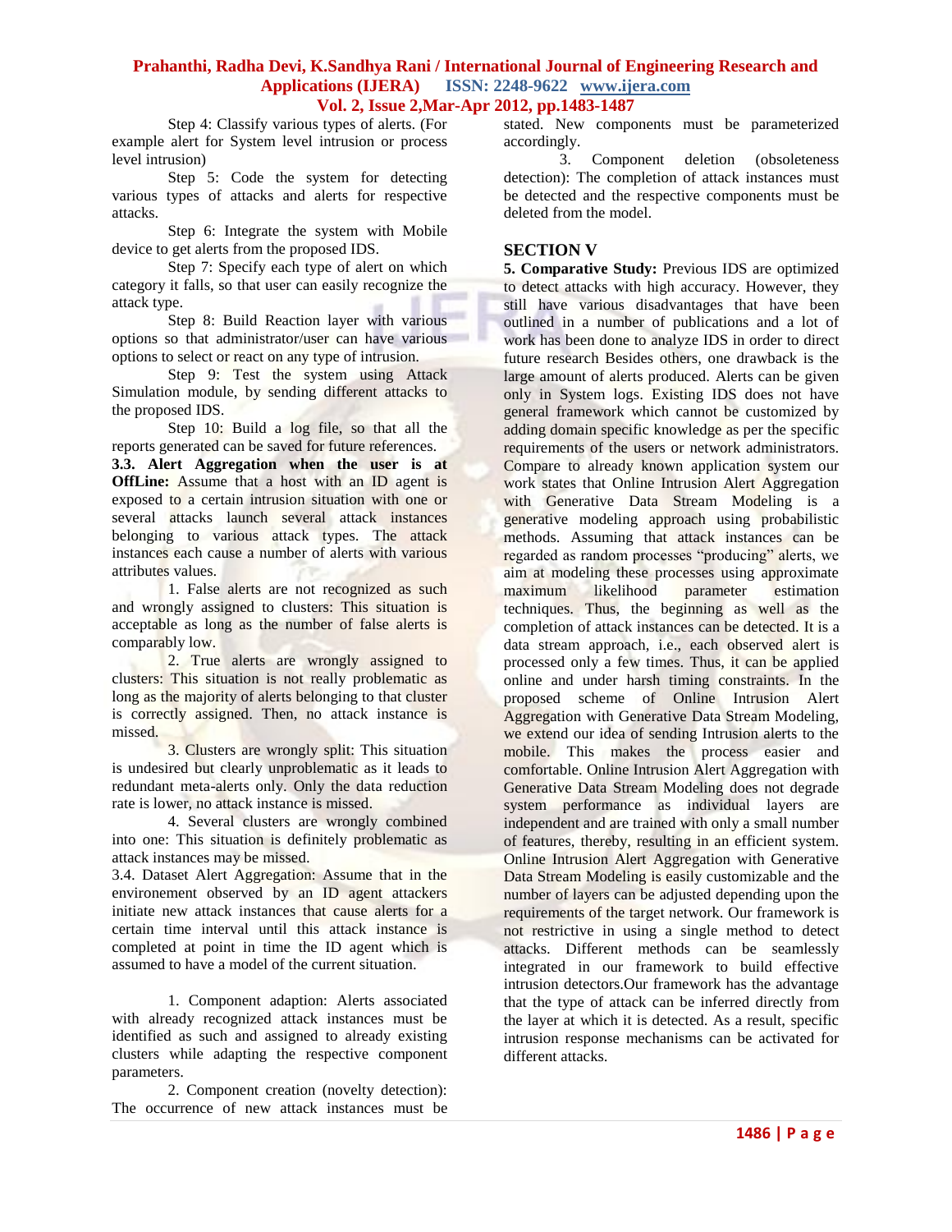Step 4: Classify various types of alerts. (For example alert for System level intrusion or process level intrusion)

Step 5: Code the system for detecting various types of attacks and alerts for respective attacks.

Step 6: Integrate the system with Mobile device to get alerts from the proposed IDS.

Step 7: Specify each type of alert on which category it falls, so that user can easily recognize the attack type.

Step 8: Build Reaction layer with various options so that administrator/user can have various options to select or react on any type of intrusion.

Step 9: Test the system using Attack Simulation module, by sending different attacks to the proposed IDS.

Step 10: Build a log file, so that all the reports generated can be saved for future references.

**3.3. Alert Aggregation when the user is at OffLine:** Assume that a host with an ID agent is exposed to a certain intrusion situation with one or several attacks launch several attack instances belonging to various attack types. The attack instances each cause a number of alerts with various attributes values.

1. False alerts are not recognized as such and wrongly assigned to clusters: This situation is acceptable as long as the number of false alerts is comparably low.

2. True alerts are wrongly assigned to clusters: This situation is not really problematic as long as the majority of alerts belonging to that cluster is correctly assigned. Then, no attack instance is missed.

3. Clusters are wrongly split: This situation is undesired but clearly unproblematic as it leads to redundant meta-alerts only. Only the data reduction rate is lower, no attack instance is missed.

4. Several clusters are wrongly combined into one: This situation is definitely problematic as attack instances may be missed.

3.4. Dataset Alert Aggregation: Assume that in the environement observed by an ID agent attackers initiate new attack instances that cause alerts for a certain time interval until this attack instance is completed at point in time the ID agent which is assumed to have a model of the current situation.

1. Component adaption: Alerts associated with already recognized attack instances must be identified as such and assigned to already existing clusters while adapting the respective component parameters.

2. Component creation (novelty detection): The occurrence of new attack instances must be stated. New components must be parameterized accordingly.

3. Component deletion (obsoleteness detection): The completion of attack instances must be detected and the respective components must be deleted from the model.

## SECTION V

**5. Comparative Study:** Previous IDS are optimized to detect attacks with high accuracy. However, they still have various disadvantages that have been outlined in a number of publications and a lot of work has been done to analyze IDS in order to direct future research Besides others, one drawback is the large amount of alerts produced. Alerts can be given only in System logs. Existing IDS does not have general framework which cannot be customized by adding domain specific knowledge as per the specific requirements of the users or network administrators. Compare to already known application system our work states that Online Intrusion Alert Aggregation with Generative Data Stream Modeling is a generative modeling approach using probabilistic methods. Assuming that attack instances can be regarded as random processes "producing" alerts, we aim at modeling these processes using approximate maximum likelihood parameter estimation techniques. Thus, the beginning as well as the completion of attack instances can be detected. It is a data stream approach, i.e., each observed alert is processed only a few times. Thus, it can be applied online and under harsh timing constraints. In the proposed scheme of Online Intrusion Alert Aggregation with Generative Data Stream Modeling, we extend our idea of sending Intrusion alerts to the mobile. This makes the process easier and comfortable. Online Intrusion Alert Aggregation with Generative Data Stream Modeling does not degrade system performance as individual layers are independent and are trained with only a small number of features, thereby, resulting in an efficient system. Online Intrusion Alert Aggregation with Generative Data Stream Modeling is easily customizable and the number of layers can be adjusted depending upon the requirements of the target network. Our framework is not restrictive in using a single method to detect attacks. Different methods can be seamlessly integrated in our framework to build effective intrusion detectors.Our framework has the advantage that the type of attack can be inferred directly from the layer at which it is detected. As a result, specific intrusion response mechanisms can be activated for different attacks.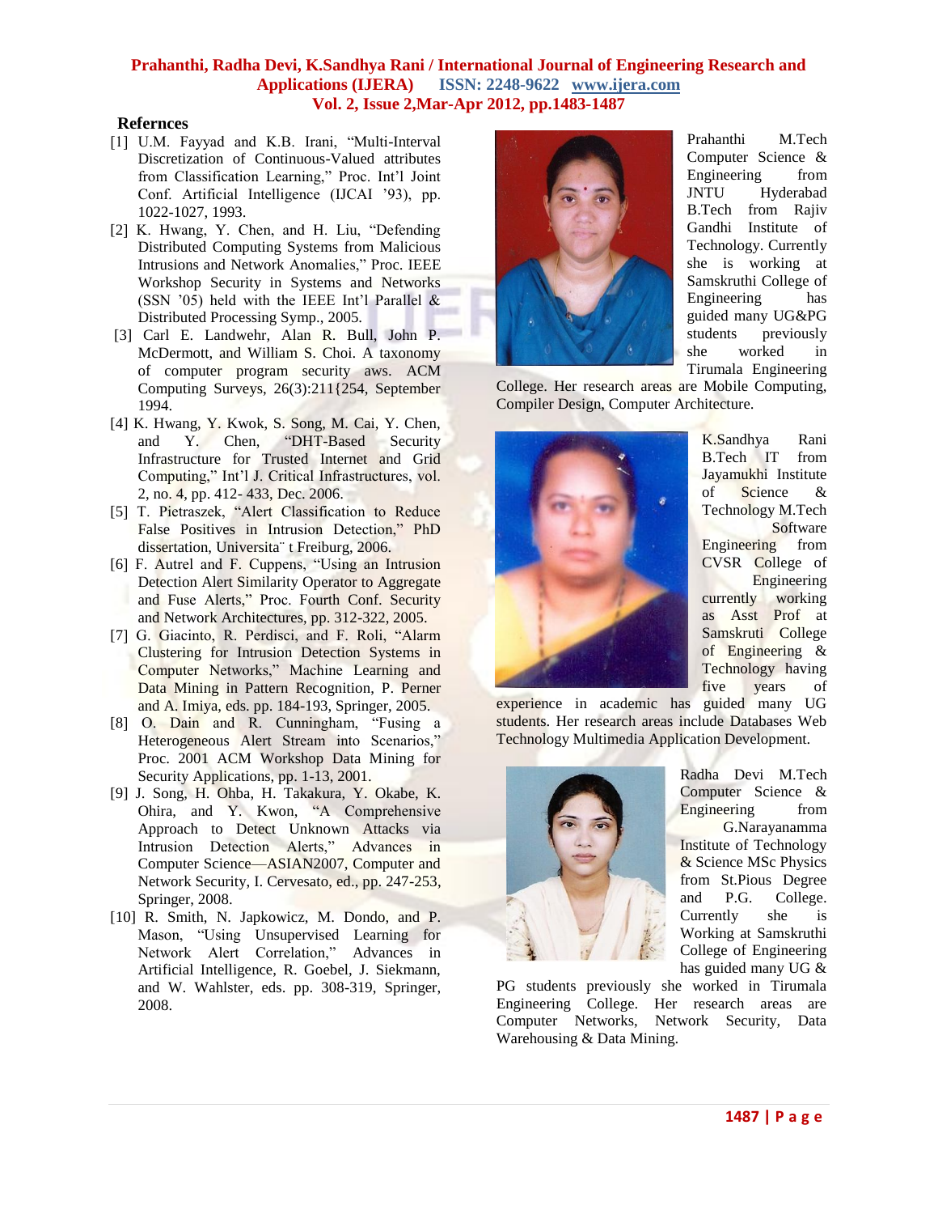## Refernces

[1] U.M. Fayyad and K.B. Irani, "Multi-Interval Discretization of Continuous-Valued attributes from Classification Learning," Proc. Int'l Joint Conf. Artificial Intelligence (IJCAI '93), pp. 1022-1027, 1993.

[2] K. Hwang, Y. Chen, and H. Liu, "Defending Distributed Computing Systems from Malicious Intrusions and Network Anomalies," Proc. IEEE Workshop Security in Systems and Networks (SSN '05) held with the IEEE Int'l Parallel & Distributed Processing Symp., 2005.

[3] Carl E. Landwehr, Alan R. Bull, John P. McDermott, and William S. Choi. A taxonomy of computer program security aws. ACM Computing Surveys, 26(3):211{254, September 1994.

[4] K. Hwang, Y. Kwok, S. Song, M. Cai, Y. Chen, and Y. Chen, "DHT-Based Security Infrastructure for Trusted Internet and Grid Computing," Int'l J. Critical Infrastructures, vol. 2, no. 4, pp. 412- 433, Dec. 2006.

[5] T. Pietraszek, "Alert Classification to Reduce False Positives in Intrusion Detection," PhD dissertation, Universita¨ t Freiburg, 2006.

[6] F. Autrel and F. Cuppens, "Using an Intrusion Detection Alert Similarity Operator to Aggregate and Fuse Alerts," Proc. Fourth Conf. Security and Network Architectures, pp. 312-322, 2005.

[7] G. Giacinto, R. Perdisci, and F. Roli, "Alarm Clustering for Intrusion Detection Systems in Computer Networks," Machine Learning and Data Mining in Pattern Recognition, P. Perner and A. Imiya, eds. pp. 184-193, Springer, 2005.

[8] O. Dain and R. Cunningham, "Fusing a Heterogeneous Alert Stream into Scenarios," Proc. 2001 ACM Workshop Data Mining for Security Applications, pp. 1-13, 2001.

[9] J. Song, H. Ohba, H. Takakura, Y. Okabe, K. Ohira, and Y. Kwon, "A Comprehensive Approach to Detect Unknown Attacks via Intrusion Detection Alerts," Advances in Computer Science—ASIAN2007, Computer and Network Security, I. Cervesato, ed., pp. 247-253, Springer, 2008.

[10] R. Smith, N. Japkowicz, M. Dondo, and P. Mason, "Using Unsupervised Learning for Network Alert Correlation," Advances in Artificial Intelligence, R. Goebel, J. Siekmann, and W. Wahlster, eds. pp. 308-319, Springer, 2008.

Prahanthi M.Tech Computer Science & Engineering from JNTU Hyderabad B.Tech from Rajiv Gandhi Institute of Technology. Currently she is working at Samskruthi College of Engineering has guided many UG&PG students previously she worked in Tirumala Engineering College. Her research areas are Mobile Computing, Compiler Design, Computer Architecture.

K.Sandhya Rani B.Tech IT from Jayamukhi Institute of Science & Technology M.Tech Software Engineering from CVSR College of Engineering currently working as Asst Prof at Samskruti College of Engineering & Technology having five years of experience in academic has guided many UG students. Her research areas include Databases Web Technology Multimedia Application Development.

Radha Devi M.Tech Computer Science & Engineering from G.Narayanamma Institute of Technology & Science MSc Physics from St.Pious Degree and P.G. College. Currently she is Working at Samskruthi College of Engineering has guided many UG & PG students previously she worked in Tirumala Engineering College. Her research areas are Computer Networks, Network Security, Data Warehousing & Data Mining.